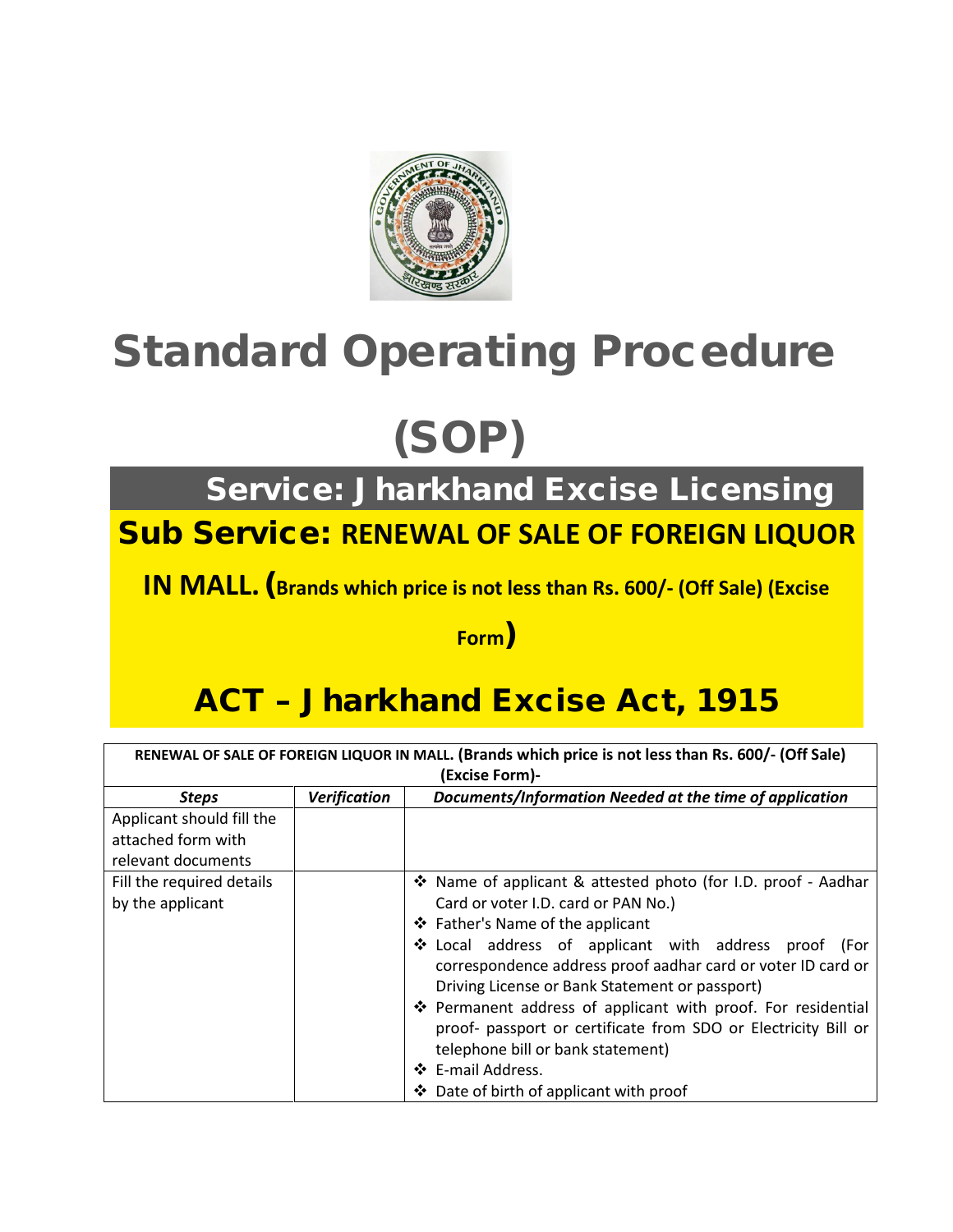# Standard Operating Procedure

# (SOP)

## Service: Jharkhand Excise Licensing

## Sub Service: RENEWAL OF SALE OF FOREIGN LIQUOR IN MALL. (Brands which price is not less than Rs. 600/- (Off Sale) (Excise Form)

## ACT – Jharkhand Excise Act, 1915

| RENEWAL OF SALE OF FOREIGN LIQUOR IN MALL. (Brands which price is not less than Rs. 600/- (Off Sale) (Excise Form)- | | |
|---|---|---|
| ***Steps*** | ***Verification*** | ***Documents/Information Needed at the time of application*** |
| Applicant should fill the attached form with relevant documents | | |
| Fill the required details by the applicant | | ❖ Name of applicant & attested photo (for I.D. proof - Aadhar Card or voter I.D. card or PAN No.)<br>❖ Father's Name of the applicant<br>❖ Local address of applicant with address proof (For correspondence address proof aadhar card or voter ID card or Driving License or Bank Statement or passport)<br>❖ Permanent address of applicant with proof. For residential proof- passport or certificate from SDO or Electricity Bill or telephone bill or bank statement)<br>❖ E-mail Address.<br>❖ Date of birth of applicant with proof |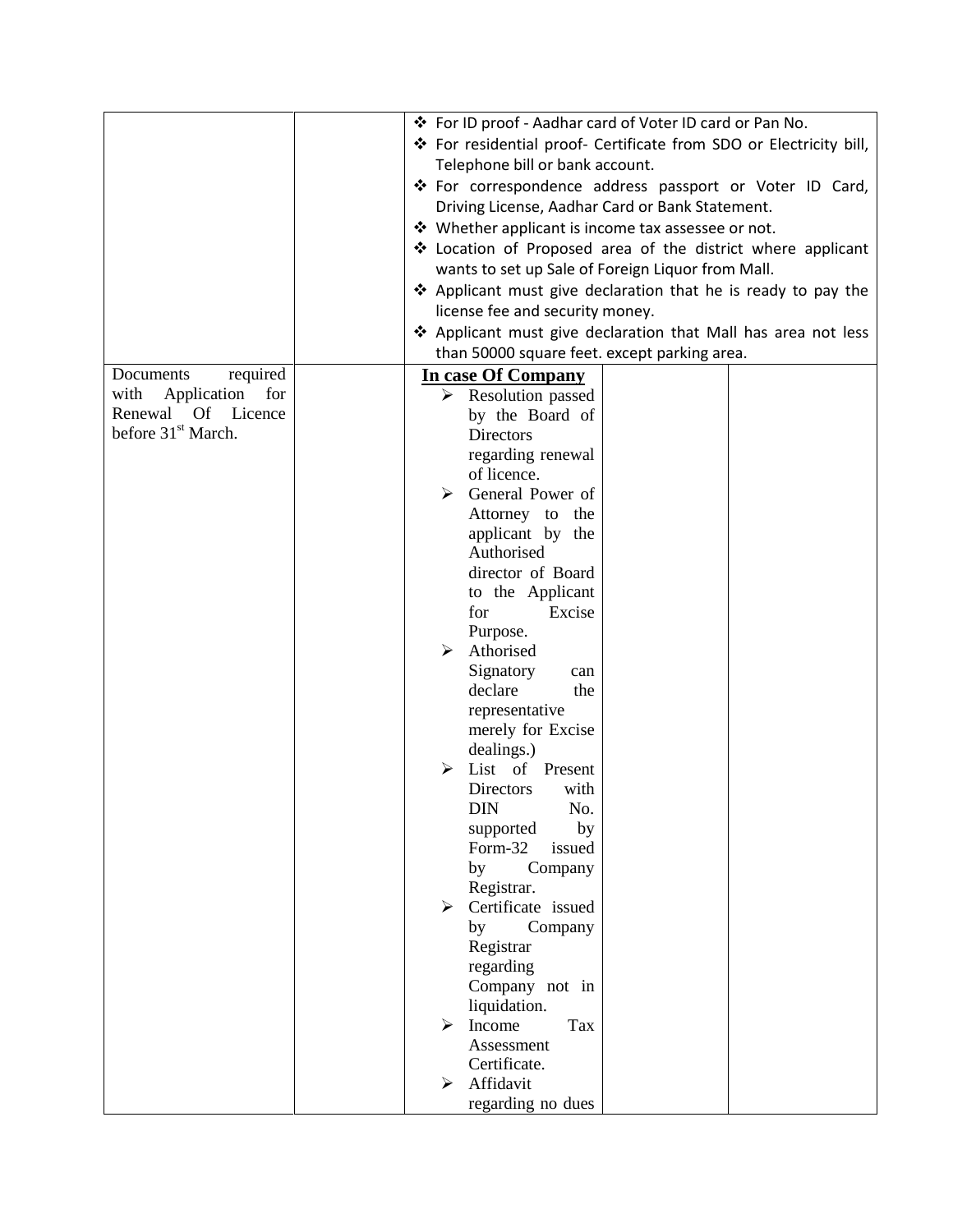| | | | | |
|---|---|---|---|---|
| | | ❖ For ID proof - Aadhar card of Voter ID card or Pan No.<br>❖ For residential proof- Certificate from SDO or Electricity bill, Telephone bill or bank account.<br>❖ For correspondence address passport or Voter ID Card, Driving License, Aadhar Card or Bank Statement.<br>❖ Whether applicant is income tax assessee or not.<br>❖ Location of Proposed area of the district where applicant wants to set up Sale of Foreign Liquor from Mall.<br>❖ Applicant must give declaration that he is ready to pay the license fee and security money.<br>❖ Applicant must give declaration that Mall has area not less than 50000 square feet. except parking area. | | |
| Documents required with Application for Renewal Of Licence before 31st March. | | **In case Of Company**<br>➢ Resolution passed by the Board of Directors regarding renewal of licence.<br>➢ General Power of Attorney to the applicant by the Authorised director of Board to the Applicant for Excise Purpose.<br>➢ Athorised Signatory can declare the representative merely for Excise dealings.)<br>➢ List of Present Directors with DIN No. supported by Form-32 issued by Company Registrar.<br>➢ Certificate issued by Company Registrar regarding Company not in liquidation.<br>➢ Income Tax Assessment Certificate.<br>➢ Affidavit regarding no dues | | |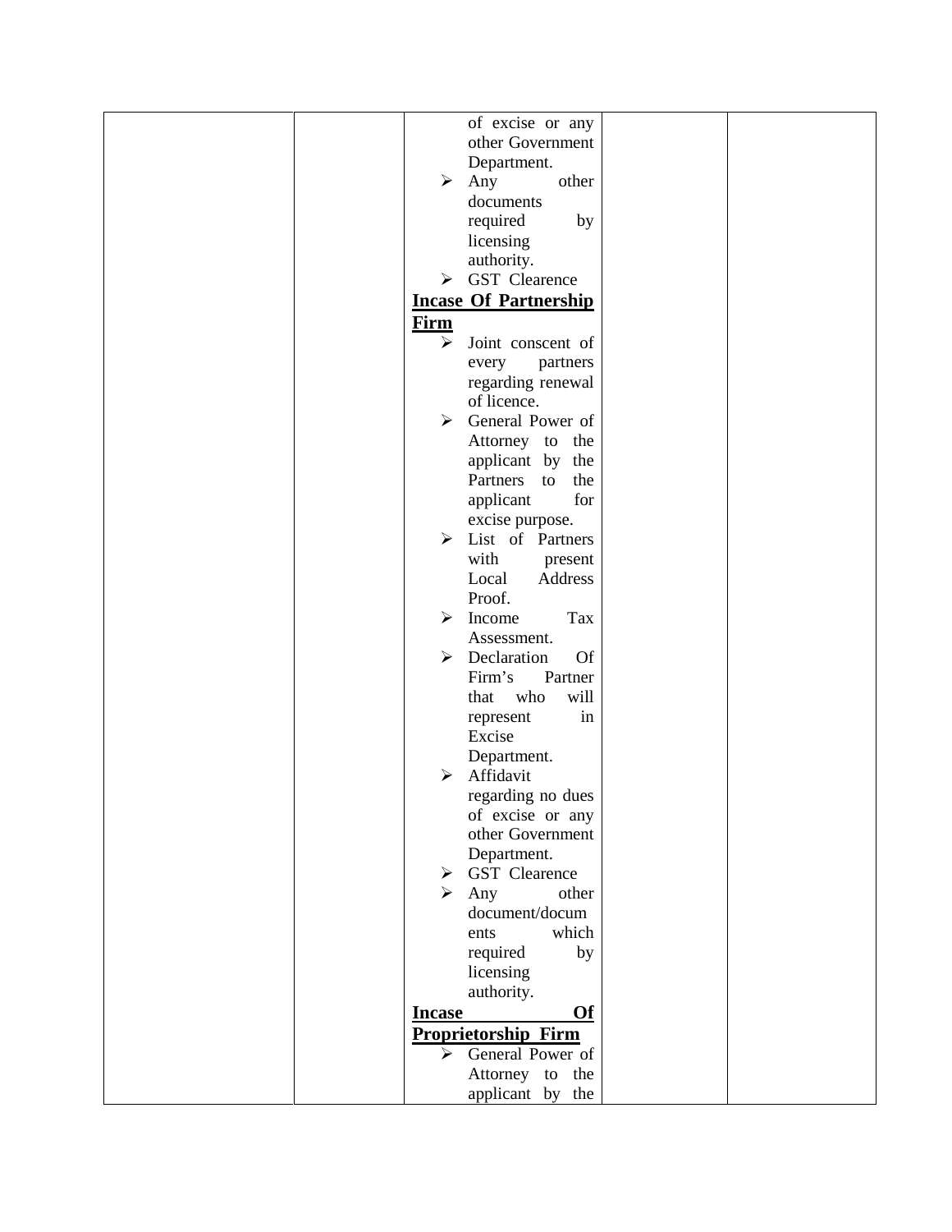|  |  | of excise or any other Government Department.<br>➢ Any other documents required by licensing authority.<br>➢ GST Clearence<br>**<u>Incase Of Partnership Firm</u>**<br>➢ Joint conscent of every partners regarding renewal of licence.<br>➢ General Power of Attorney to the applicant by the Partners to the applicant for excise purpose.<br>➢ List of Partners with present Local Address Proof.<br>➢ Income Tax Assessment.<br>➢ Declaration Of Firm's Partner that who will represent in Excise Department.<br>➢ Affidavit regarding no dues of excise or any other Government Department.<br>➢ GST Clearence<br>➢ Any other document/documents which required by licensing authority.<br>**<u>Incase Of Proprietorship Firm</u>**<br>➢ General Power of Attorney to the applicant by the |  |  |
|---|---|---|---|---|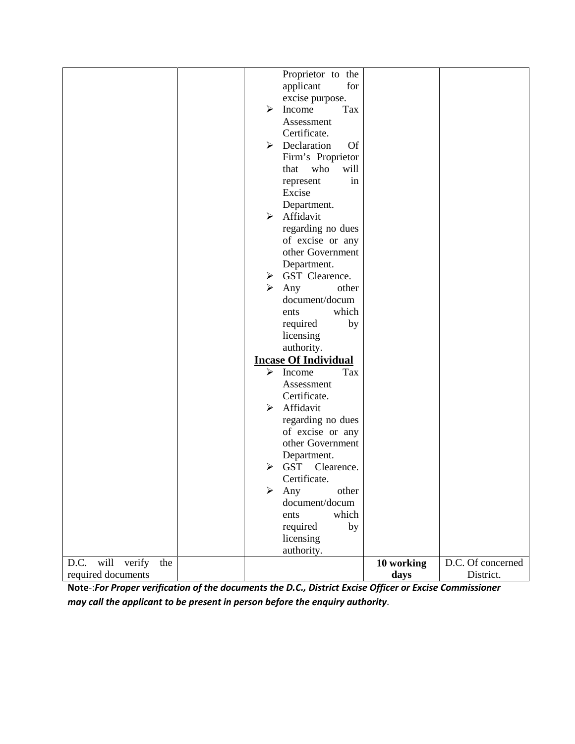| | | | | |
|---|---|---|---|---|
| | | Proprietor to the applicant for excise purpose.<br>➢ Income Tax Assessment Certificate.<br>➢ Declaration Of Firm's Proprietor that who will represent in Excise Department.<br>➢ Affidavit regarding no dues of excise or any other Government Department.<br>➢ GST Clearence.<br>➢ Any other document/documents which required by licensing authority.<br>**Incase Of Individual**<br>➢ Income Tax Assessment Certificate.<br>➢ Affidavit regarding no dues of excise or any other Government Department.<br>➢ GST Clearence. Certificate.<br>➢ Any other document/documents which required by licensing authority. | | |
| D.C. will verify the required documents | | | **10 working days** | D.C. Of concerned District. |

**Note**-:***For Proper verification of the documents the D.C., District Excise Officer or Excise Commissioner may call the applicant to be present in person before the enquiry authority***.